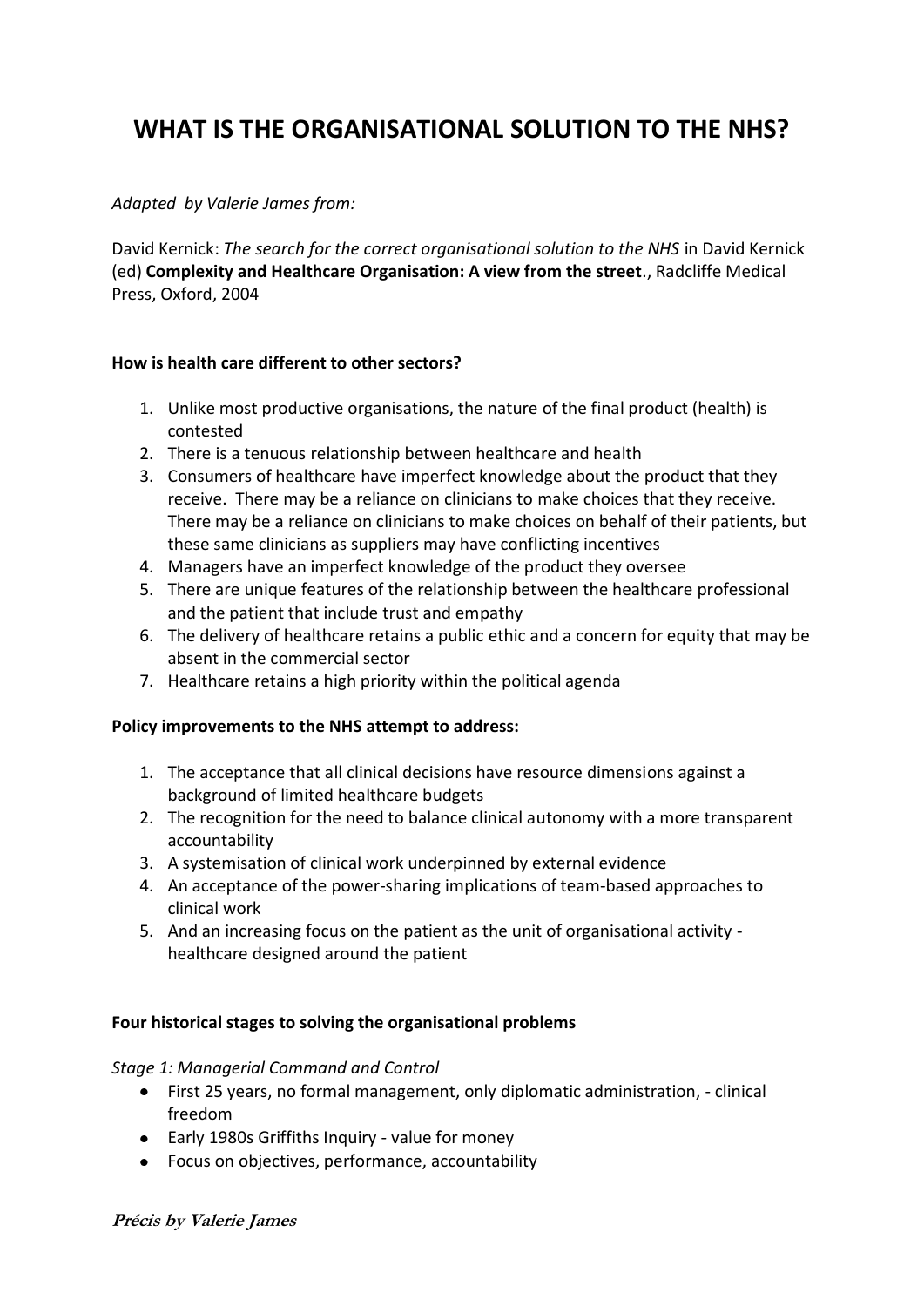# WHAT IS THE ORGANISATIONAL SOLUTION TO THE NHS?

*Adapted by Valerie James from:*

David Kernick: *The search for the correct organisational solution to the NHS* in David Kernick (ed) **Complexity and Healthcare Organisation: A view from the street**., Radcliffe Medical Press, Oxford, 2004

**How is health care different to other sectors?**

1. Unlike most productive organisations, the nature of the final product (health) is contested
2. There is a tenuous relationship between healthcare and health
3. Consumers of healthcare have imperfect knowledge about the product that they receive. There may be a reliance on clinicians to make choices that they receive. There may be a reliance on clinicians to make choices on behalf of their patients, but these same clinicians as suppliers may have conflicting incentives
4. Managers have an imperfect knowledge of the product they oversee
5. There are unique features of the relationship between the healthcare professional and the patient that include trust and empathy
6. The delivery of healthcare retains a public ethic and a concern for equity that may be absent in the commercial sector
7. Healthcare retains a high priority within the political agenda

**Policy improvements to the NHS attempt to address:**

1. The acceptance that all clinical decisions have resource dimensions against a background of limited healthcare budgets
2. The recognition for the need to balance clinical autonomy with a more transparent accountability
3. A systemisation of clinical work underpinned by external evidence
4. An acceptance of the power-sharing implications of team-based approaches to clinical work
5. And an increasing focus on the patient as the unit of organisational activity - healthcare designed around the patient

**Four historical stages to solving the organisational problems**

*Stage 1: Managerial Command and Control*

- First 25 years, no formal management, only diplomatic administration, - clinical freedom
- Early 1980s Griffiths Inquiry - value for money
- Focus on objectives, performance, accountability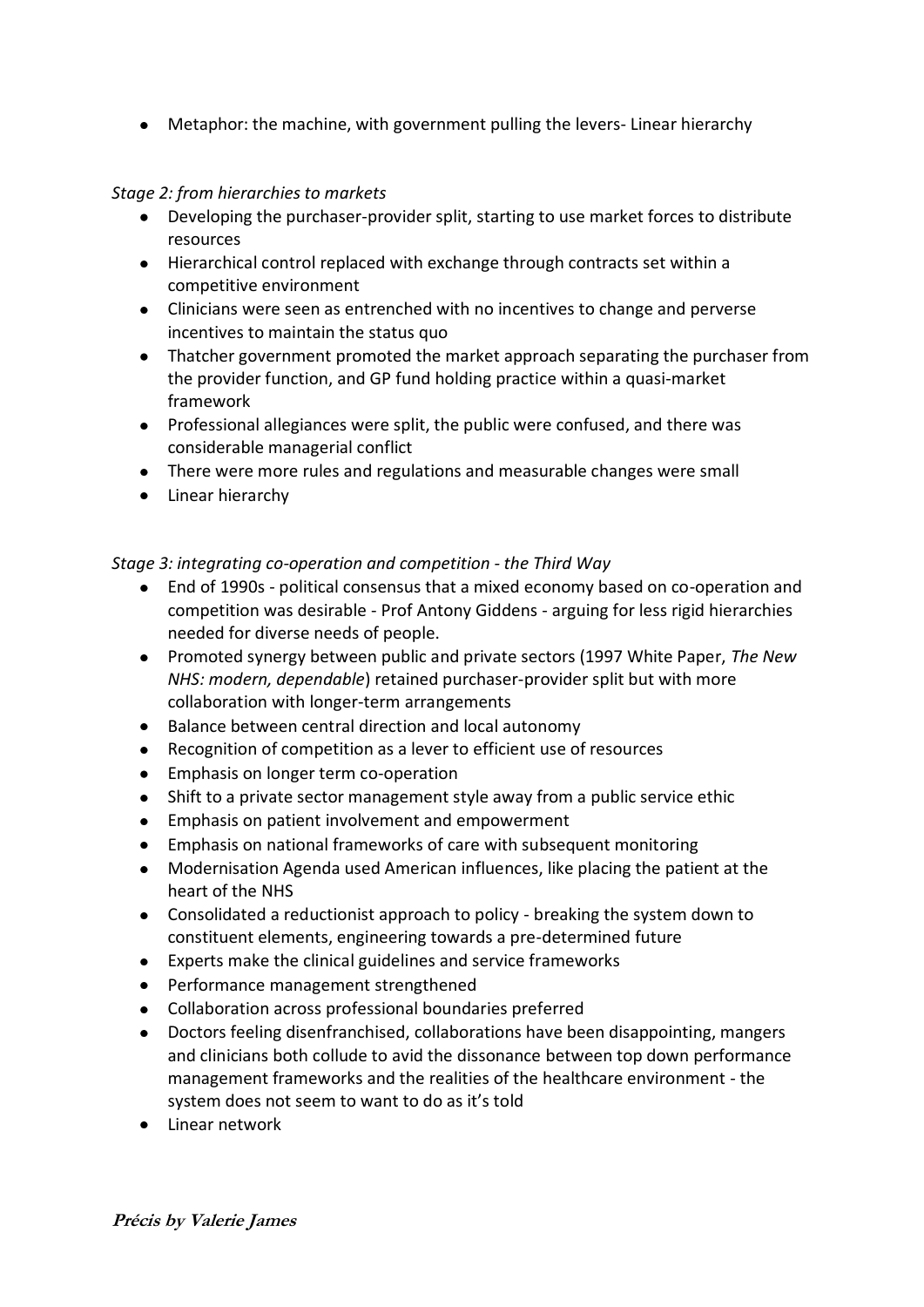- Metaphor: the machine, with government pulling the levers- Linear hierarchy

*Stage 2: from hierarchies to markets*

- Developing the purchaser-provider split, starting to use market forces to distribute resources
- Hierarchical control replaced with exchange through contracts set within a competitive environment
- Clinicians were seen as entrenched with no incentives to change and perverse incentives to maintain the status quo
- Thatcher government promoted the market approach separating the purchaser from the provider function, and GP fund holding practice within a quasi-market framework
- Professional allegiances were split, the public were confused, and there was considerable managerial conflict
- There were more rules and regulations and measurable changes were small
- Linear hierarchy

*Stage 3: integrating co-operation and competition - the Third Way*

- End of 1990s - political consensus that a mixed economy based on co-operation and competition was desirable - Prof Antony Giddens - arguing for less rigid hierarchies needed for diverse needs of people.
- Promoted synergy between public and private sectors (1997 White Paper, *The New NHS: modern, dependable*) retained purchaser-provider split but with more collaboration with longer-term arrangements
- Balance between central direction and local autonomy
- Recognition of competition as a lever to efficient use of resources
- Emphasis on longer term co-operation
- Shift to a private sector management style away from a public service ethic
- Emphasis on patient involvement and empowerment
- Emphasis on national frameworks of care with subsequent monitoring
- Modernisation Agenda used American influences, like placing the patient at the heart of the NHS
- Consolidated a reductionist approach to policy - breaking the system down to constituent elements, engineering towards a pre-determined future
- Experts make the clinical guidelines and service frameworks
- Performance management strengthened
- Collaboration across professional boundaries preferred
- Doctors feeling disenfranchised, collaborations have been disappointing, mangers and clinicians both collude to avid the dissonance between top down performance management frameworks and the realities of the healthcare environment - the system does not seem to want to do as it's told
- Linear network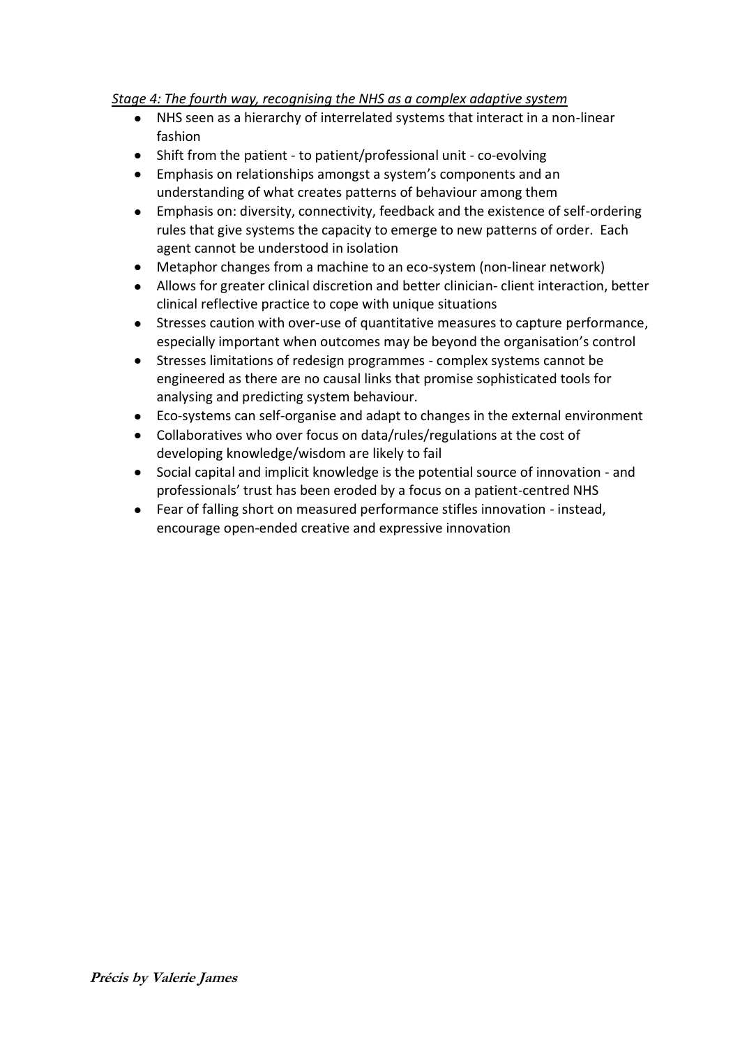*Stage 4: The fourth way, recognising the NHS as a complex adaptive system*

- NHS seen as a hierarchy of interrelated systems that interact in a non-linear fashion
- Shift from the patient - to patient/professional unit - co-evolving
- Emphasis on relationships amongst a system's components and an understanding of what creates patterns of behaviour among them
- Emphasis on: diversity, connectivity, feedback and the existence of self-ordering rules that give systems the capacity to emerge to new patterns of order. Each agent cannot be understood in isolation
- Metaphor changes from a machine to an eco-system (non-linear network)
- Allows for greater clinical discretion and better clinician- client interaction, better clinical reflective practice to cope with unique situations
- Stresses caution with over-use of quantitative measures to capture performance, especially important when outcomes may be beyond the organisation's control
- Stresses limitations of redesign programmes - complex systems cannot be engineered as there are no causal links that promise sophisticated tools for analysing and predicting system behaviour.
- Eco-systems can self-organise and adapt to changes in the external environment
- Collaboratives who over focus on data/rules/regulations at the cost of developing knowledge/wisdom are likely to fail
- Social capital and implicit knowledge is the potential source of innovation - and professionals' trust has been eroded by a focus on a patient-centred NHS
- Fear of falling short on measured performance stifles innovation - instead, encourage open-ended creative and expressive innovation

**Précis by Valerie James**